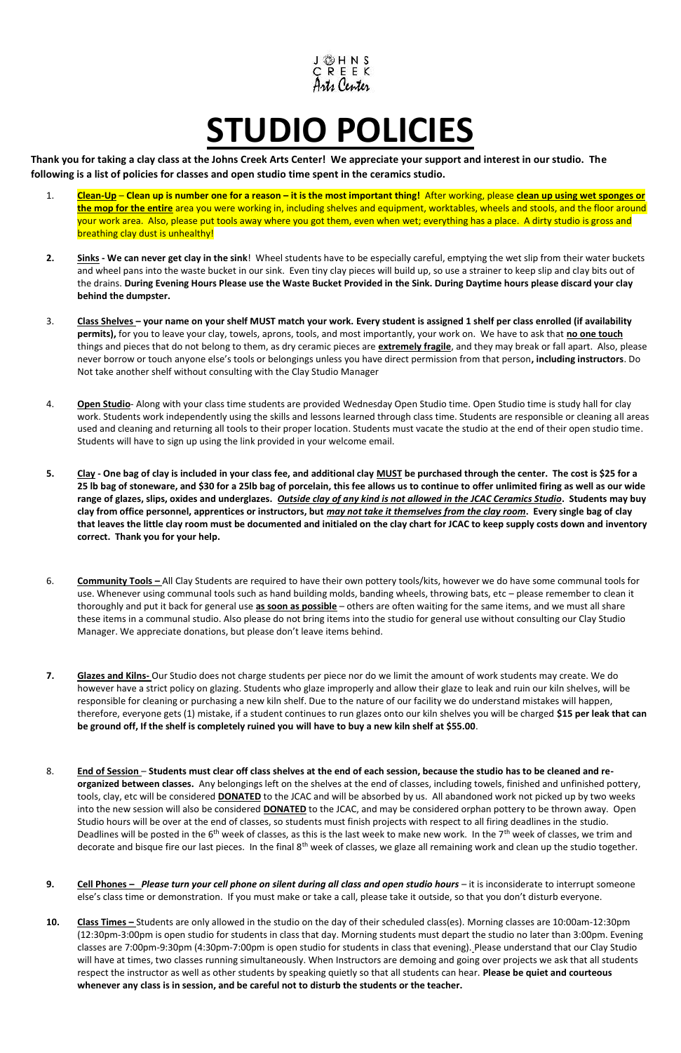JOHNS CREEK Arts Center

# STUDIO POLICIES

**Thank you for taking a clay class at the Johns Creek Arts Center! We appreciate your support and interest in our studio. The following is a list of policies for classes and open studio time spent in the ceramics studio.**

1. **Clean-Up** – **Clean up is number one for a reason – it is the most important thing!** After working, please **clean up using wet sponges or the mop for the entire** area you were working in, including shelves and equipment, worktables, wheels and stools, and the floor around your work area. Also, please put tools away where you got them, even when wet; everything has a place. A dirty studio is gross and breathing clay dust is unhealthy!

2. **Sinks - We can never get clay in the sink**! Wheel students have to be especially careful, emptying the wet slip from their water buckets and wheel pans into the waste bucket in our sink. Even tiny clay pieces will build up, so use a strainer to keep slip and clay bits out of the drains. **During Evening Hours Please use the Waste Bucket Provided in the Sink. During Daytime hours please discard your clay behind the dumpster.**

3. **Class Shelves – your name on your shelf MUST match your work. Every student is assigned 1 shelf per class enrolled (if availability permits),** for you to leave your clay, towels, aprons, tools, and most importantly, your work on. We have to ask that **no one touch** things and pieces that do not belong to them, as dry ceramic pieces are **extremely fragile**, and they may break or fall apart. Also, please never borrow or touch anyone else's tools or belongings unless you have direct permission from that person**, including instructors**. Do Not take another shelf without consulting with the Clay Studio Manager

4. **Open Studio**- Along with your class time students are provided Wednesday Open Studio time. Open Studio time is study hall for clay work. Students work independently using the skills and lessons learned through class time. Students are responsible or cleaning all areas used and cleaning and returning all tools to their proper location. Students must vacate the studio at the end of their open studio time. Students will have to sign up using the link provided in your welcome email.

5. **Clay - One bag of clay is included in your class fee, and additional clay MUST be purchased through the center. The cost is $25 for a 25 lb bag of stoneware, and $30 for a 25lb bag of porcelain, this fee allows us to continue to offer unlimited firing as well as our wide range of glazes, slips, oxides and underglazes. *Outside clay of any kind is not allowed in the JCAC Ceramics Studio*. Students may buy clay from office personnel, apprentices or instructors, but *may not take it themselves from the clay room*. Every single bag of clay that leaves the little clay room must be documented and initialed on the clay chart for JCAC to keep supply costs down and inventory correct. Thank you for your help.**

6. **Community Tools –** All Clay Students are required to have their own pottery tools/kits, however we do have some communal tools for use. Whenever using communal tools such as hand building molds, banding wheels, throwing bats, etc – please remember to clean it thoroughly and put it back for general use **as soon as possible** – others are often waiting for the same items, and we must all share these items in a communal studio. Also please do not bring items into the studio for general use without consulting our Clay Studio Manager. We appreciate donations, but please don't leave items behind.

7. **Glazes and Kilns-** Our Studio does not charge students per piece nor do we limit the amount of work students may create. We do however have a strict policy on glazing. Students who glaze improperly and allow their glaze to leak and ruin our kiln shelves, will be responsible for cleaning or purchasing a new kiln shelf. Due to the nature of our facility we do understand mistakes will happen, therefore, everyone gets (1) mistake, if a student continues to run glazes onto our kiln shelves you will be charged **$15 per leak that can be ground off, If the shelf is completely ruined you will have to buy a new kiln shelf at $55.00**.

8. **End of Session** – **Students must clear off class shelves at the end of each session, because the studio has to be cleaned and re-organized between classes.** Any belongings left on the shelves at the end of classes, including towels, finished and unfinished pottery, tools, clay, etc will be considered **DONATED** to the JCAC and will be absorbed by us. All abandoned work not picked up by two weeks into the new session will also be considered **DONATED** to the JCAC, and may be considered orphan pottery to be thrown away. Open Studio hours will be over at the end of classes, so students must finish projects with respect to all firing deadlines in the studio. Deadlines will be posted in the 6th week of classes, as this is the last week to make new work. In the 7th week of classes, we trim and decorate and bisque fire our last pieces. In the final 8th week of classes, we glaze all remaining work and clean up the studio together.

9. **Cell Phones –** ***Please turn your cell phone on silent during all class and open studio hours*** – it is inconsiderate to interrupt someone else's class time or demonstration. If you must make or take a call, please take it outside, so that you don't disturb everyone.

10. **Class Times –** Students are only allowed in the studio on the day of their scheduled class(es). Morning classes are 10:00am-12:30pm (12:30pm-3:00pm is open studio for students in class that day. Morning students must depart the studio no later than 3:00pm. Evening classes are 7:00pm-9:30pm (4:30pm-7:00pm is open studio for students in class that evening). Please understand that our Clay Studio will have at times, two classes running simultaneously. When Instructors are demoing and going over projects we ask that all students respect the instructor as well as other students by speaking quietly so that all students can hear. **Please be quiet and courteous whenever any class is in session, and be careful not to disturb the students or the teacher.**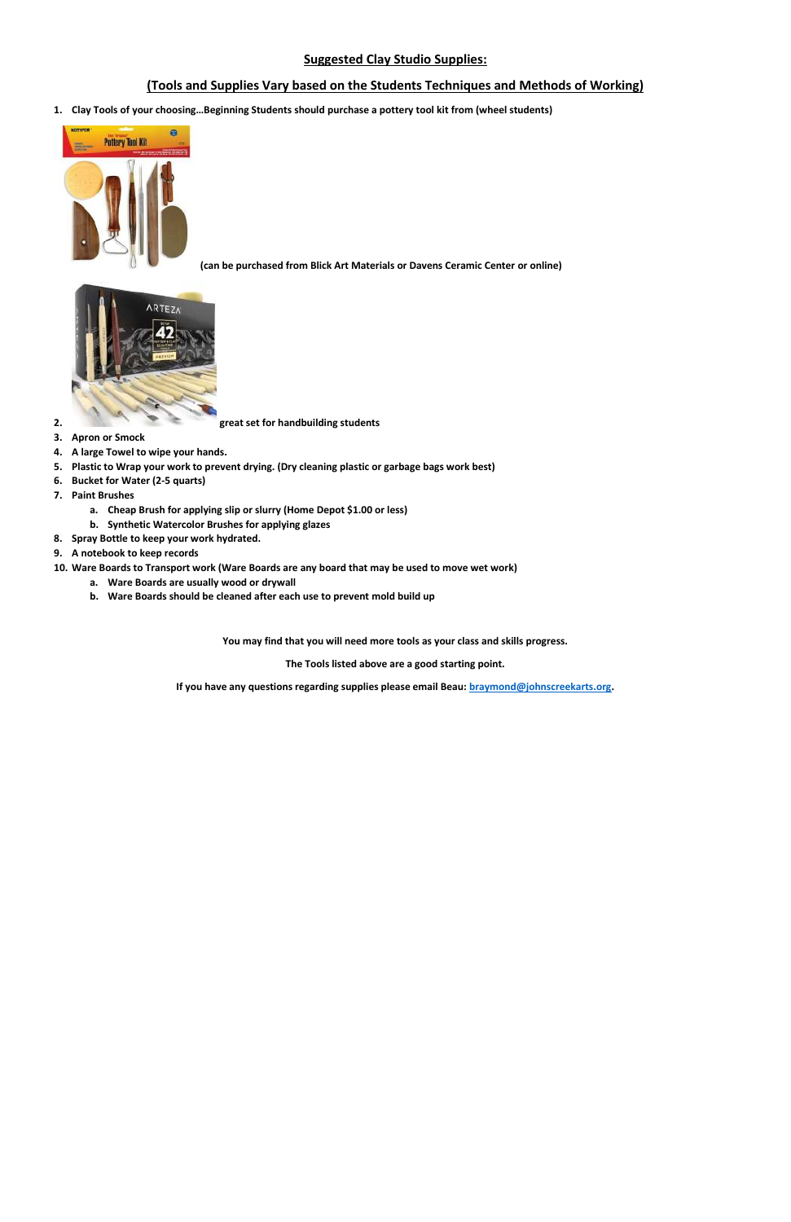## Suggested Clay Studio Supplies:

## (Tools and Supplies Vary based on the Students Techniques and Methods of Working)

1. **Clay Tools of your choosing…Beginning Students should purchase a pottery tool kit from (wheel students)**

   **(can be purchased from Blick Art Materials or Davens Ceramic Center or online)**

2. **great set for handbuilding students**
3. **Apron or Smock**
4. **A large Towel to wipe your hands.**
5. **Plastic to Wrap your work to prevent drying. (Dry cleaning plastic or garbage bags work best)**
6. **Bucket for Water (2-5 quarts)**
7. **Paint Brushes**
   a. **Cheap Brush for applying slip or slurry (Home Depot $1.00 or less)**
   b. **Synthetic Watercolor Brushes for applying glazes**
8. **Spray Bottle to keep your work hydrated.**
9. **A notebook to keep records**
10. **Ware Boards to Transport work (Ware Boards are any board that may be used to move wet work)**
    a. **Ware Boards are usually wood or drywall**
    b. **Ware Boards should be cleaned after each use to prevent mold build up**

**You may find that you will need more tools as your class and skills progress.**

**The Tools listed above are a good starting point.**

**If you have any questions regarding supplies please email Beau: braymond@johnscreekarts.org.**